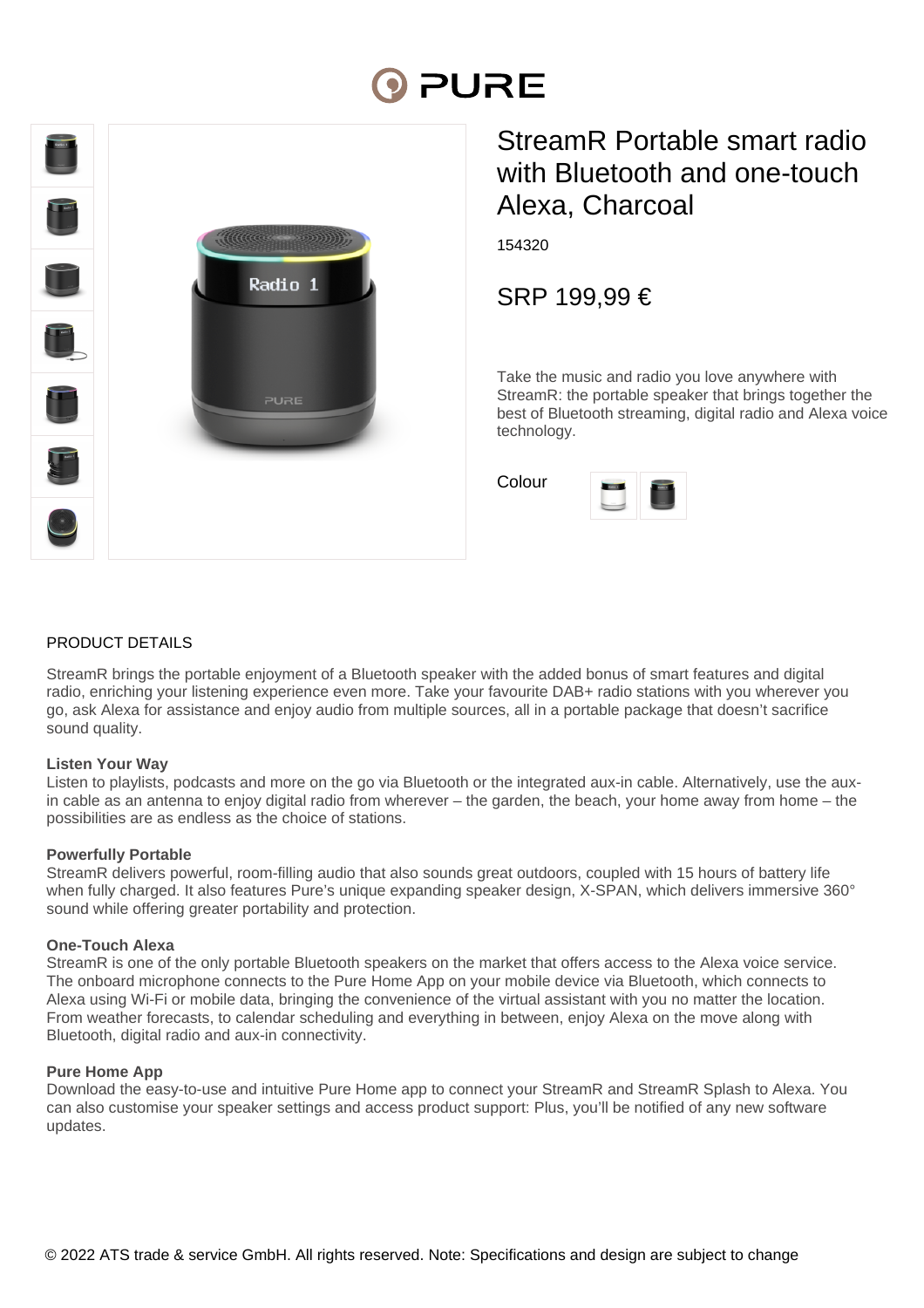# StreamR Portable smart radio with Bluetooth and one-touch Alexa, Charcoal

154320

SRP 199,99 €

Take the music and radio you love anywhere with StreamR: the portable speaker that brings together the best of Bluetooth streaming, digital radio and Alexa voice technology.

Colour

## PRODUCT DETAILS

StreamR brings the portable enjoyment of a Bluetooth speaker with the added bonus of smart features and digital radio, enriching your listening experience even more. Take your favourite DAB+ radio stations with you wherever you go, ask Alexa for assistance and enjoy audio from multiple sources, all in a portable package that doesn't sacrifice sound quality.

**Listen Your Way**
Listen to playlists, podcasts and more on the go via Bluetooth or the integrated aux-in cable. Alternatively, use the aux-in cable as an antenna to enjoy digital radio from wherever – the garden, the beach, your home away from home – the possibilities are as endless as the choice of stations.

**Powerfully Portable**
StreamR delivers powerful, room-filling audio that also sounds great outdoors, coupled with 15 hours of battery life when fully charged. It also features Pure's unique expanding speaker design, X-SPAN, which delivers immersive 360° sound while offering greater portability and protection.

**One-Touch Alexa**
StreamR is one of the only portable Bluetooth speakers on the market that offers access to the Alexa voice service. The onboard microphone connects to the Pure Home App on your mobile device via Bluetooth, which connects to Alexa using Wi-Fi or mobile data, bringing the convenience of the virtual assistant with you no matter the location. From weather forecasts, to calendar scheduling and everything in between, enjoy Alexa on the move along with Bluetooth, digital radio and aux-in connectivity.

**Pure Home App**
Download the easy-to-use and intuitive Pure Home app to connect your StreamR and StreamR Splash to Alexa. You can also customise your speaker settings and access product support: Plus, you'll be notified of any new software updates.

© 2022 ATS trade & service GmbH. All rights reserved. Note: Specifications and design are subject to change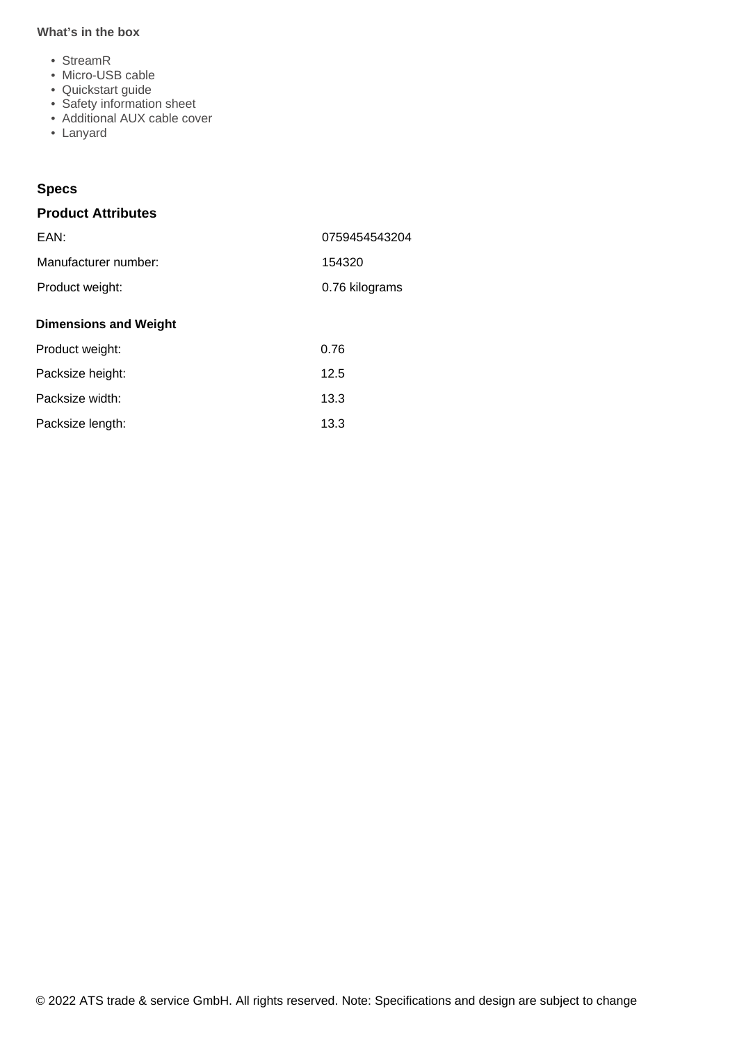**What’s in the box**

- StreamR
- Micro-USB cable
- Quickstart guide
- Safety information sheet
- Additional AUX cable cover
- Lanyard

## Specs

### Product Attributes

| | |
|---|---|
| EAN: | 0759454543204 |
| Manufacturer number: | 154320 |
| Product weight: | 0.76 kilograms |

### Dimensions and Weight

| | |
|---|---|
| Product weight: | 0.76 |
| Packsize height: | 12.5 |
| Packsize width: | 13.3 |
| Packsize length: | 13.3 |

© 2022 ATS trade & service GmbH. All rights reserved. Note: Specifications and design are subject to change